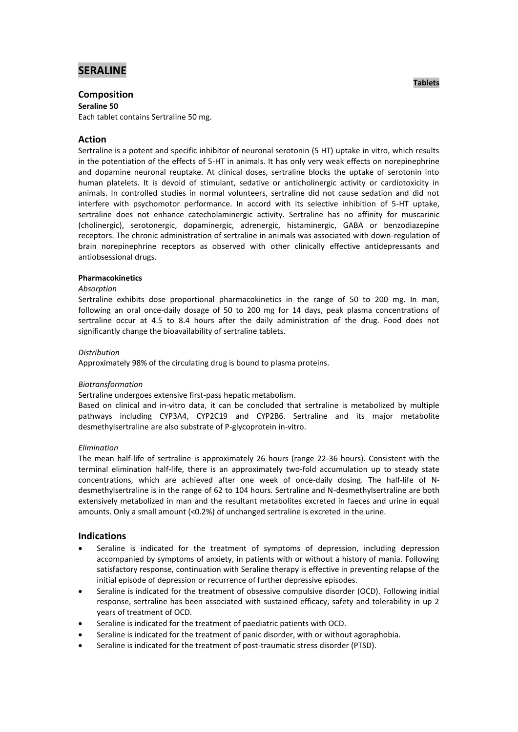# SERALINE

**Tablets**

## Composition

**Seraline 50**

Each tablet contains Sertraline 50 mg.

## Action

Sertraline is a potent and specific inhibitor of neuronal serotonin (5 HT) uptake in vitro, which results in the potentiation of the effects of 5-HT in animals. It has only very weak effects on norepinephrine and dopamine neuronal reuptake. At clinical doses, sertraline blocks the uptake of serotonin into human platelets. It is devoid of stimulant, sedative or anticholinergic activity or cardiotoxicity in animals. In controlled studies in normal volunteers, sertraline did not cause sedation and did not interfere with psychomotor performance. In accord with its selective inhibition of 5-HT uptake, sertraline does not enhance catecholaminergic activity. Sertraline has no affinity for muscarinic (cholinergic), serotonergic, dopaminergic, adrenergic, histaminergic, GABA or benzodiazepine receptors. The chronic administration of sertraline in animals was associated with down-regulation of brain norepinephrine receptors as observed with other clinically effective antidepressants and antiobsessional drugs.

#### Pharmacokinetics

*Absorption*

Sertraline exhibits dose proportional pharmacokinetics in the range of 50 to 200 mg. In man, following an oral once-daily dosage of 50 to 200 mg for 14 days, peak plasma concentrations of sertraline occur at 4.5 to 8.4 hours after the daily administration of the drug. Food does not significantly change the bioavailability of sertraline tablets.

*Distribution*

Approximately 98% of the circulating drug is bound to plasma proteins.

*Biotransformation*

Sertraline undergoes extensive first-pass hepatic metabolism.

Based on clinical and in-vitro data, it can be concluded that sertraline is metabolized by multiple pathways including CYP3A4, CYP2C19 and CYP2B6. Sertraline and its major metabolite desmethylsertraline are also substrate of P-glycoprotein in-vitro.

*Elimination*

The mean half-life of sertraline is approximately 26 hours (range 22-36 hours). Consistent with the terminal elimination half-life, there is an approximately two-fold accumulation up to steady state concentrations, which are achieved after one week of once-daily dosing. The half-life of N-desmethylsertraline is in the range of 62 to 104 hours. Sertraline and N-desmethylsertraline are both extensively metabolized in man and the resultant metabolites excreted in faeces and urine in equal amounts. Only a small amount (<0.2%) of unchanged sertraline is excreted in the urine.

## Indications

- Seraline is indicated for the treatment of symptoms of depression, including depression accompanied by symptoms of anxiety, in patients with or without a history of mania. Following satisfactory response, continuation with Seraline therapy is effective in preventing relapse of the initial episode of depression or recurrence of further depressive episodes.
- Seraline is indicated for the treatment of obsessive compulsive disorder (OCD). Following initial response, sertraline has been associated with sustained efficacy, safety and tolerability in up 2 years of treatment of OCD.
- Seraline is indicated for the treatment of paediatric patients with OCD.
- Seraline is indicated for the treatment of panic disorder, with or without agoraphobia.
- Seraline is indicated for the treatment of post-traumatic stress disorder (PTSD).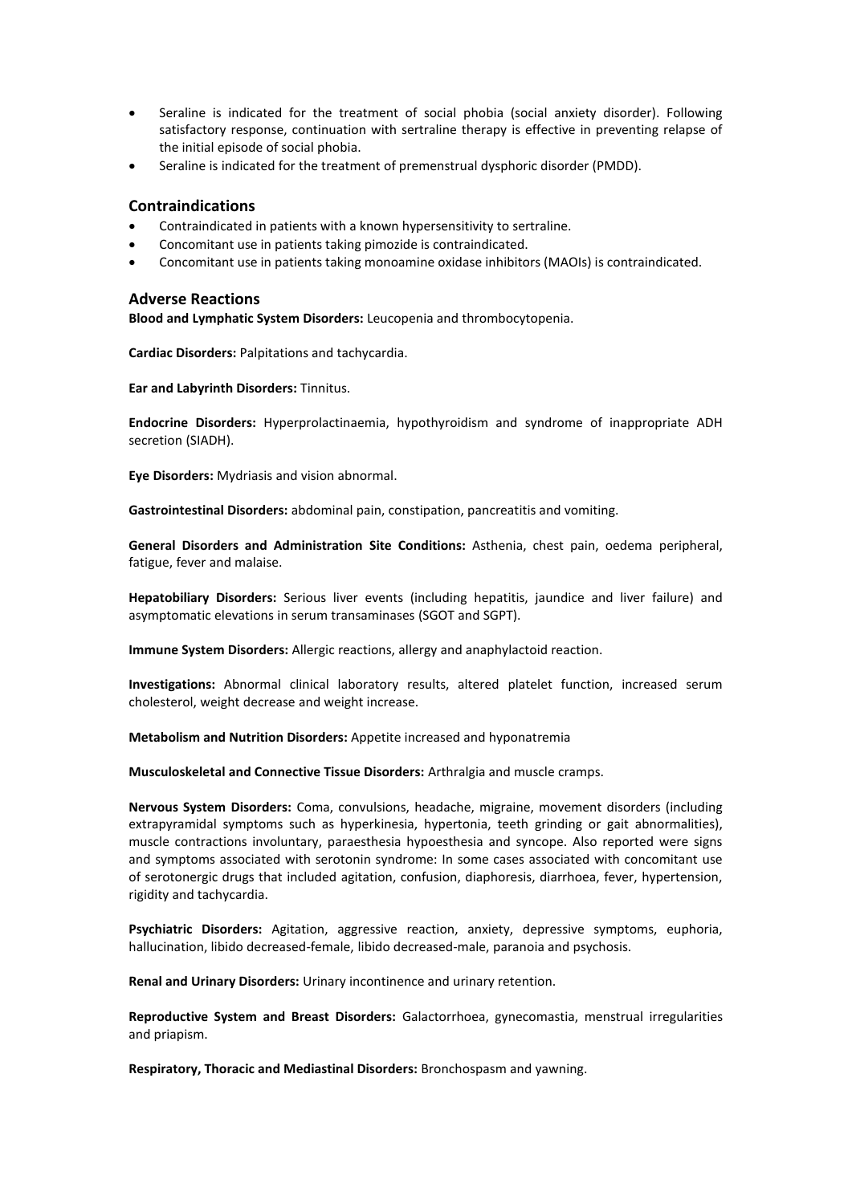- Seraline is indicated for the treatment of social phobia (social anxiety disorder). Following satisfactory response, continuation with sertraline therapy is effective in preventing relapse of the initial episode of social phobia.
- Seraline is indicated for the treatment of premenstrual dysphoric disorder (PMDD).

## Contraindications

- Contraindicated in patients with a known hypersensitivity to sertraline.
- Concomitant use in patients taking pimozide is contraindicated.
- Concomitant use in patients taking monoamine oxidase inhibitors (MAOIs) is contraindicated.

## Adverse Reactions

**Blood and Lymphatic System Disorders:** Leucopenia and thrombocytopenia.

**Cardiac Disorders:** Palpitations and tachycardia.

**Ear and Labyrinth Disorders:** Tinnitus.

**Endocrine Disorders:** Hyperprolactinaemia, hypothyroidism and syndrome of inappropriate ADH secretion (SIADH).

**Eye Disorders:** Mydriasis and vision abnormal.

**Gastrointestinal Disorders:** abdominal pain, constipation, pancreatitis and vomiting.

**General Disorders and Administration Site Conditions:** Asthenia, chest pain, oedema peripheral, fatigue, fever and malaise.

**Hepatobiliary Disorders:** Serious liver events (including hepatitis, jaundice and liver failure) and asymptomatic elevations in serum transaminases (SGOT and SGPT).

**Immune System Disorders:** Allergic reactions, allergy and anaphylactoid reaction.

**Investigations:** Abnormal clinical laboratory results, altered platelet function, increased serum cholesterol, weight decrease and weight increase.

**Metabolism and Nutrition Disorders:** Appetite increased and hyponatremia

**Musculoskeletal and Connective Tissue Disorders:** Arthralgia and muscle cramps.

**Nervous System Disorders:** Coma, convulsions, headache, migraine, movement disorders (including extrapyramidal symptoms such as hyperkinesia, hypertonia, teeth grinding or gait abnormalities), muscle contractions involuntary, paraesthesia hypoesthesia and syncope. Also reported were signs and symptoms associated with serotonin syndrome: In some cases associated with concomitant use of serotonergic drugs that included agitation, confusion, diaphoresis, diarrhoea, fever, hypertension, rigidity and tachycardia.

**Psychiatric Disorders:** Agitation, aggressive reaction, anxiety, depressive symptoms, euphoria, hallucination, libido decreased-female, libido decreased-male, paranoia and psychosis.

**Renal and Urinary Disorders:** Urinary incontinence and urinary retention.

**Reproductive System and Breast Disorders:** Galactorrhoea, gynecomastia, menstrual irregularities and priapism.

**Respiratory, Thoracic and Mediastinal Disorders:** Bronchospasm and yawning.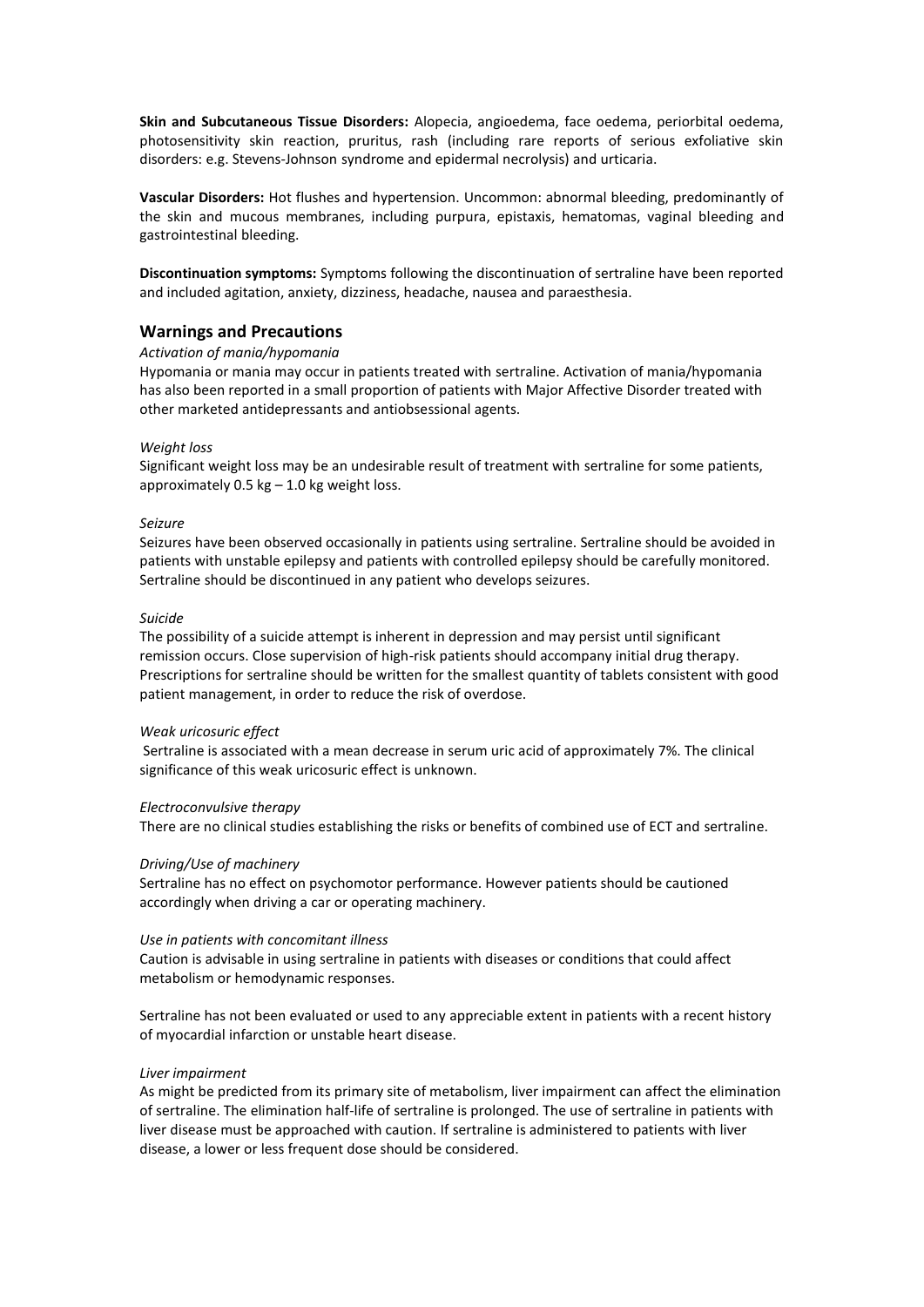**Skin and Subcutaneous Tissue Disorders:** Alopecia, angioedema, face oedema, periorbital oedema, photosensitivity skin reaction, pruritus, rash (including rare reports of serious exfoliative skin disorders: e.g. Stevens-Johnson syndrome and epidermal necrolysis) and urticaria.

**Vascular Disorders:** Hot flushes and hypertension. Uncommon: abnormal bleeding, predominantly of the skin and mucous membranes, including purpura, epistaxis, hematomas, vaginal bleeding and gastrointestinal bleeding.

**Discontinuation symptoms:** Symptoms following the discontinuation of sertraline have been reported and included agitation, anxiety, dizziness, headache, nausea and paraesthesia.

## Warnings and Precautions

*Activation of mania/hypomania*

Hypomania or mania may occur in patients treated with sertraline. Activation of mania/hypomania has also been reported in a small proportion of patients with Major Affective Disorder treated with other marketed antidepressants and antiobsessional agents.

*Weight loss*

Significant weight loss may be an undesirable result of treatment with sertraline for some patients, approximately 0.5 kg – 1.0 kg weight loss.

*Seizure*

Seizures have been observed occasionally in patients using sertraline. Sertraline should be avoided in patients with unstable epilepsy and patients with controlled epilepsy should be carefully monitored. Sertraline should be discontinued in any patient who develops seizures.

*Suicide*

The possibility of a suicide attempt is inherent in depression and may persist until significant remission occurs. Close supervision of high-risk patients should accompany initial drug therapy. Prescriptions for sertraline should be written for the smallest quantity of tablets consistent with good patient management, in order to reduce the risk of overdose.

*Weak uricosuric effect*

Sertraline is associated with a mean decrease in serum uric acid of approximately 7%. The clinical significance of this weak uricosuric effect is unknown.

*Electroconvulsive therapy*

There are no clinical studies establishing the risks or benefits of combined use of ECT and sertraline.

*Driving/Use of machinery*

Sertraline has no effect on psychomotor performance. However patients should be cautioned accordingly when driving a car or operating machinery.

*Use in patients with concomitant illness*

Caution is advisable in using sertraline in patients with diseases or conditions that could affect metabolism or hemodynamic responses.

Sertraline has not been evaluated or used to any appreciable extent in patients with a recent history of myocardial infarction or unstable heart disease.

*Liver impairment*

As might be predicted from its primary site of metabolism, liver impairment can affect the elimination of sertraline. The elimination half-life of sertraline is prolonged. The use of sertraline in patients with liver disease must be approached with caution. If sertraline is administered to patients with liver disease, a lower or less frequent dose should be considered.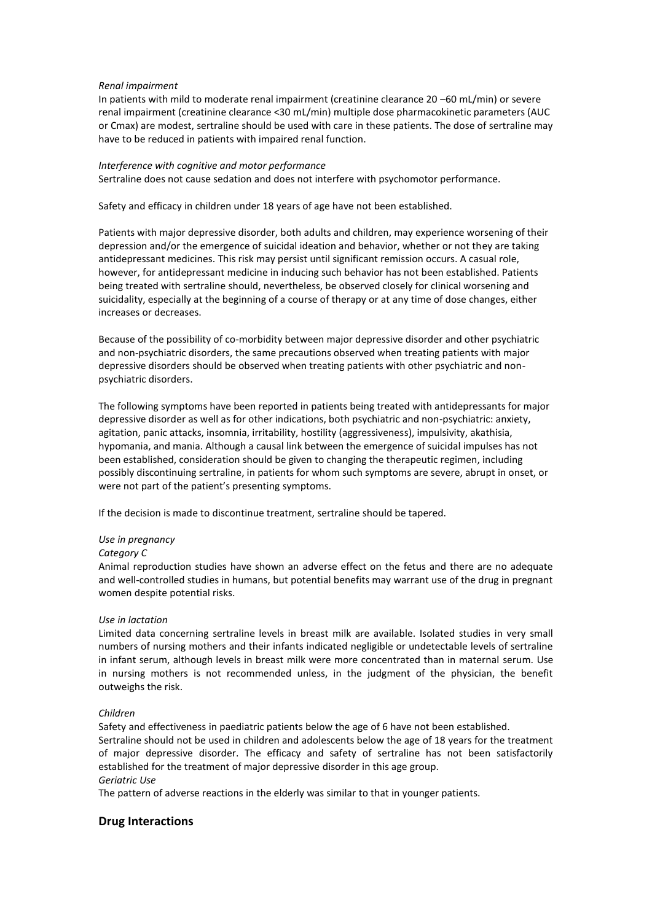*Renal impairment*

In patients with mild to moderate renal impairment (creatinine clearance 20 –60 mL/min) or severe renal impairment (creatinine clearance <30 mL/min) multiple dose pharmacokinetic parameters (AUC or Cmax) are modest, sertraline should be used with care in these patients. The dose of sertraline may have to be reduced in patients with impaired renal function.

*Interference with cognitive and motor performance*

Sertraline does not cause sedation and does not interfere with psychomotor performance.

Safety and efficacy in children under 18 years of age have not been established.

Patients with major depressive disorder, both adults and children, may experience worsening of their depression and/or the emergence of suicidal ideation and behavior, whether or not they are taking antidepressant medicines. This risk may persist until significant remission occurs. A casual role, however, for antidepressant medicine in inducing such behavior has not been established. Patients being treated with sertraline should, nevertheless, be observed closely for clinical worsening and suicidality, especially at the beginning of a course of therapy or at any time of dose changes, either increases or decreases.

Because of the possibility of co-morbidity between major depressive disorder and other psychiatric and non-psychiatric disorders, the same precautions observed when treating patients with major depressive disorders should be observed when treating patients with other psychiatric and non-psychiatric disorders.

The following symptoms have been reported in patients being treated with antidepressants for major depressive disorder as well as for other indications, both psychiatric and non-psychiatric: anxiety, agitation, panic attacks, insomnia, irritability, hostility (aggressiveness), impulsivity, akathisia, hypomania, and mania. Although a causal link between the emergence of suicidal impulses has not been established, consideration should be given to changing the therapeutic regimen, including possibly discontinuing sertraline, in patients for whom such symptoms are severe, abrupt in onset, or were not part of the patient's presenting symptoms.

If the decision is made to discontinue treatment, sertraline should be tapered.

*Use in pregnancy*

*Category C*

Animal reproduction studies have shown an adverse effect on the fetus and there are no adequate and well-controlled studies in humans, but potential benefits may warrant use of the drug in pregnant women despite potential risks.

*Use in lactation*

Limited data concerning sertraline levels in breast milk are available. Isolated studies in very small numbers of nursing mothers and their infants indicated negligible or undetectable levels of sertraline in infant serum, although levels in breast milk were more concentrated than in maternal serum. Use in nursing mothers is not recommended unless, in the judgment of the physician, the benefit outweighs the risk.

*Children*

Safety and effectiveness in paediatric patients below the age of 6 have not been established.
Sertraline should not be used in children and adolescents below the age of 18 years for the treatment of major depressive disorder. The efficacy and safety of sertraline has not been satisfactorily established for the treatment of major depressive disorder in this age group.

*Geriatric Use*

The pattern of adverse reactions in the elderly was similar to that in younger patients.

## Drug Interactions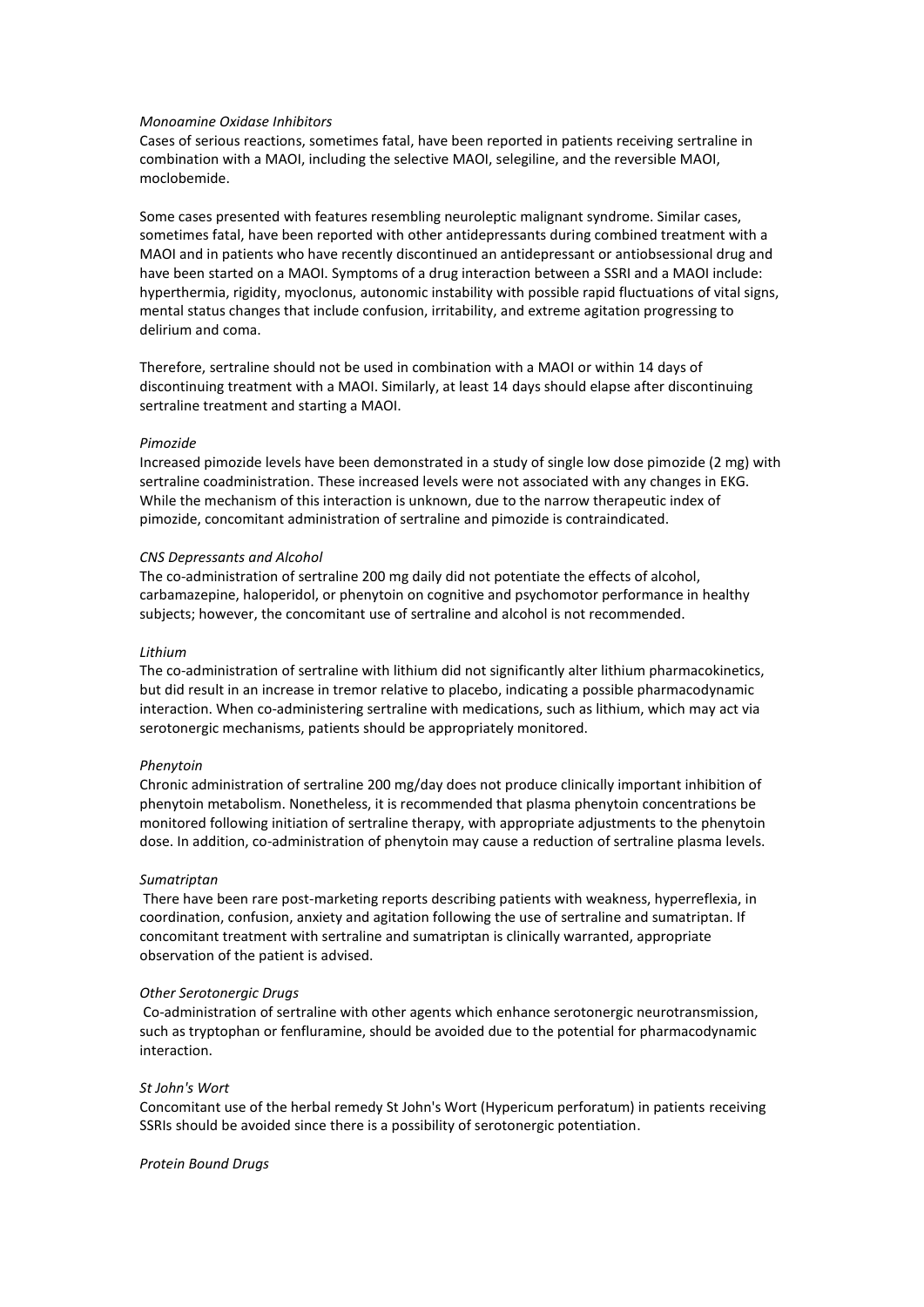*Monoamine Oxidase Inhibitors*

Cases of serious reactions, sometimes fatal, have been reported in patients receiving sertraline in combination with a MAOI, including the selective MAOI, selegiline, and the reversible MAOI, moclobemide.

Some cases presented with features resembling neuroleptic malignant syndrome. Similar cases, sometimes fatal, have been reported with other antidepressants during combined treatment with a MAOI and in patients who have recently discontinued an antidepressant or antiobsessional drug and have been started on a MAOI. Symptoms of a drug interaction between a SSRI and a MAOI include: hyperthermia, rigidity, myoclonus, autonomic instability with possible rapid fluctuations of vital signs, mental status changes that include confusion, irritability, and extreme agitation progressing to delirium and coma.

Therefore, sertraline should not be used in combination with a MAOI or within 14 days of discontinuing treatment with a MAOI. Similarly, at least 14 days should elapse after discontinuing sertraline treatment and starting a MAOI.

*Pimozide*

Increased pimozide levels have been demonstrated in a study of single low dose pimozide (2 mg) with sertraline coadministration. These increased levels were not associated with any changes in EKG. While the mechanism of this interaction is unknown, due to the narrow therapeutic index of pimozide, concomitant administration of sertraline and pimozide is contraindicated.

*CNS Depressants and Alcohol*

The co-administration of sertraline 200 mg daily did not potentiate the effects of alcohol, carbamazepine, haloperidol, or phenytoin on cognitive and psychomotor performance in healthy subjects; however, the concomitant use of sertraline and alcohol is not recommended.

*Lithium*

The co-administration of sertraline with lithium did not significantly alter lithium pharmacokinetics, but did result in an increase in tremor relative to placebo, indicating a possible pharmacodynamic interaction. When co-administering sertraline with medications, such as lithium, which may act via serotonergic mechanisms, patients should be appropriately monitored.

*Phenytoin*

Chronic administration of sertraline 200 mg/day does not produce clinically important inhibition of phenytoin metabolism. Nonetheless, it is recommended that plasma phenytoin concentrations be monitored following initiation of sertraline therapy, with appropriate adjustments to the phenytoin dose. In addition, co-administration of phenytoin may cause a reduction of sertraline plasma levels.

*Sumatriptan*

There have been rare post-marketing reports describing patients with weakness, hyperreflexia, in coordination, confusion, anxiety and agitation following the use of sertraline and sumatriptan. If concomitant treatment with sertraline and sumatriptan is clinically warranted, appropriate observation of the patient is advised.

*Other Serotonergic Drugs*

Co-administration of sertraline with other agents which enhance serotonergic neurotransmission, such as tryptophan or fenfluramine, should be avoided due to the potential for pharmacodynamic interaction.

*St John's Wort*

Concomitant use of the herbal remedy St John's Wort (Hypericum perforatum) in patients receiving SSRIs should be avoided since there is a possibility of serotonergic potentiation.

*Protein Bound Drugs*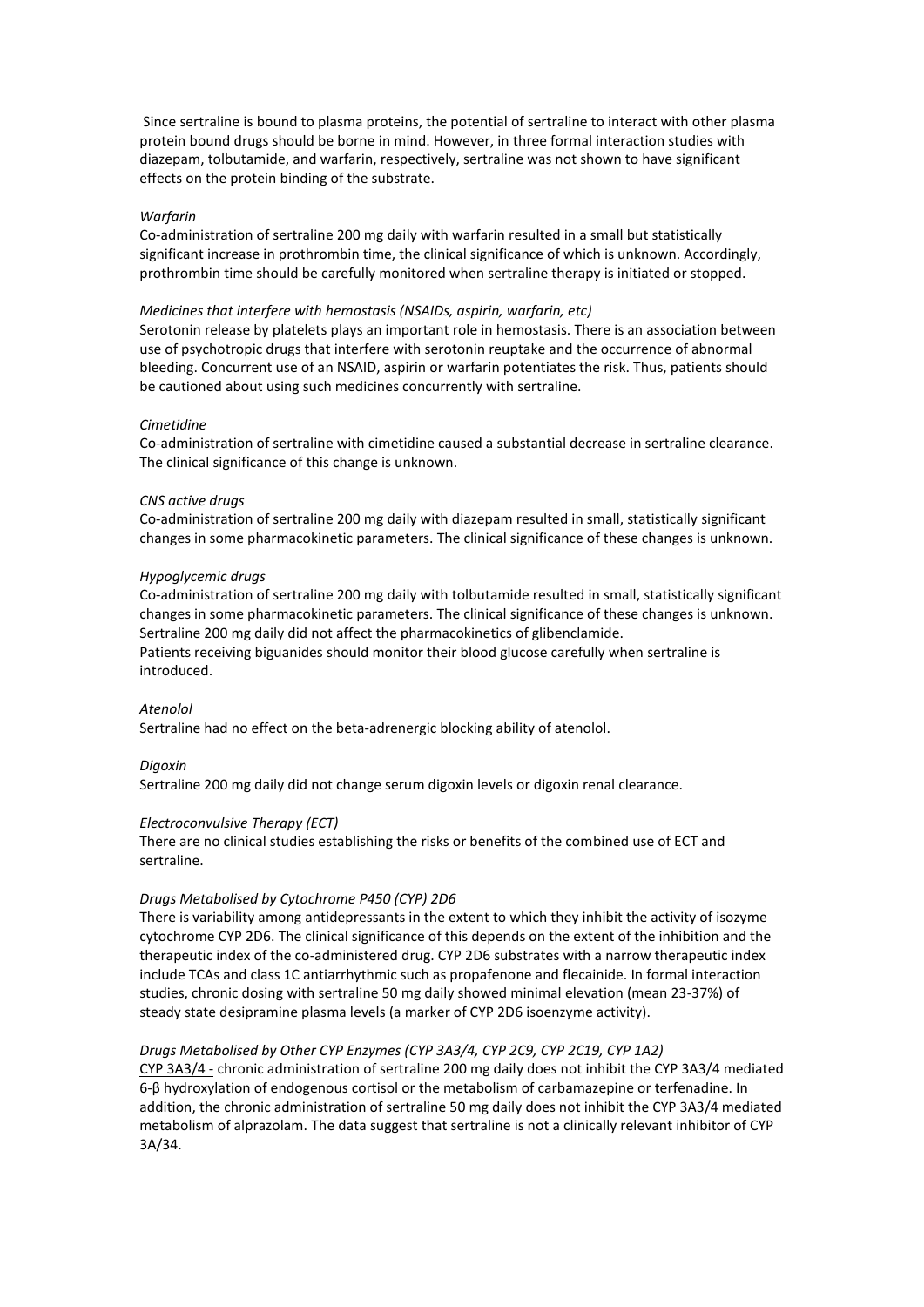Since sertraline is bound to plasma proteins, the potential of sertraline to interact with other plasma protein bound drugs should be borne in mind. However, in three formal interaction studies with diazepam, tolbutamide, and warfarin, respectively, sertraline was not shown to have significant effects on the protein binding of the substrate.

*Warfarin*
Co-administration of sertraline 200 mg daily with warfarin resulted in a small but statistically significant increase in prothrombin time, the clinical significance of which is unknown. Accordingly, prothrombin time should be carefully monitored when sertraline therapy is initiated or stopped.

*Medicines that interfere with hemostasis (NSAIDs, aspirin, warfarin, etc)*
Serotonin release by platelets plays an important role in hemostasis. There is an association between use of psychotropic drugs that interfere with serotonin reuptake and the occurrence of abnormal bleeding. Concurrent use of an NSAID, aspirin or warfarin potentiates the risk. Thus, patients should be cautioned about using such medicines concurrently with sertraline.

*Cimetidine*
Co-administration of sertraline with cimetidine caused a substantial decrease in sertraline clearance. The clinical significance of this change is unknown.

*CNS active drugs*
Co-administration of sertraline 200 mg daily with diazepam resulted in small, statistically significant changes in some pharmacokinetic parameters. The clinical significance of these changes is unknown.

*Hypoglycemic drugs*
Co-administration of sertraline 200 mg daily with tolbutamide resulted in small, statistically significant changes in some pharmacokinetic parameters. The clinical significance of these changes is unknown. Sertraline 200 mg daily did not affect the pharmacokinetics of glibenclamide.
Patients receiving biguanides should monitor their blood glucose carefully when sertraline is introduced.

*Atenolol*
Sertraline had no effect on the beta-adrenergic blocking ability of atenolol.

*Digoxin*
Sertraline 200 mg daily did not change serum digoxin levels or digoxin renal clearance.

*Electroconvulsive Therapy (ECT)*
There are no clinical studies establishing the risks or benefits of the combined use of ECT and sertraline.

*Drugs Metabolised by Cytochrome P450 (CYP) 2D6*
There is variability among antidepressants in the extent to which they inhibit the activity of isozyme cytochrome CYP 2D6. The clinical significance of this depends on the extent of the inhibition and the therapeutic index of the co-administered drug. CYP 2D6 substrates with a narrow therapeutic index include TCAs and class 1C antiarrhythmic such as propafenone and flecainide. In formal interaction studies, chronic dosing with sertraline 50 mg daily showed minimal elevation (mean 23-37%) of steady state desipramine plasma levels (a marker of CYP 2D6 isoenzyme activity).

*Drugs Metabolised by Other CYP Enzymes (CYP 3A3/4, CYP 2C9, CYP 2C19, CYP 1A2)*
CYP 3A3/4 - chronic administration of sertraline 200 mg daily does not inhibit the CYP 3A3/4 mediated 6-β hydroxylation of endogenous cortisol or the metabolism of carbamazepine or terfenadine. In addition, the chronic administration of sertraline 50 mg daily does not inhibit the CYP 3A3/4 mediated metabolism of alprazolam. The data suggest that sertraline is not a clinically relevant inhibitor of CYP 3A/34.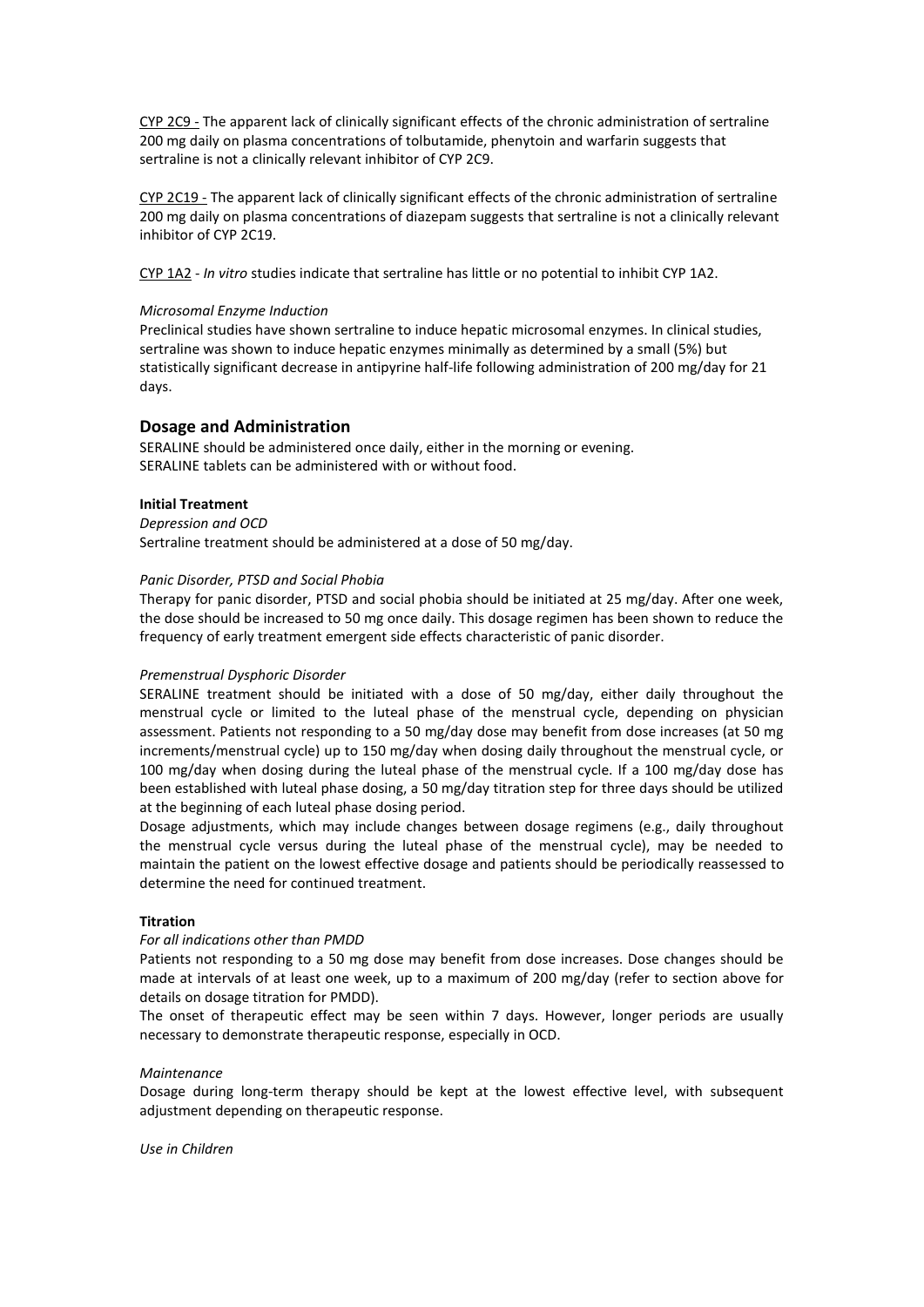<u>CYP 2C9 -</u> The apparent lack of clinically significant effects of the chronic administration of sertraline 200 mg daily on plasma concentrations of tolbutamide, phenytoin and warfarin suggests that sertraline is not a clinically relevant inhibitor of CYP 2C9.

<u>CYP 2C19 -</u> The apparent lack of clinically significant effects of the chronic administration of sertraline 200 mg daily on plasma concentrations of diazepam suggests that sertraline is not a clinically relevant inhibitor of CYP 2C19.

<u>CYP 1A2</u> - *In vitro* studies indicate that sertraline has little or no potential to inhibit CYP 1A2.

*Microsomal Enzyme Induction*

Preclinical studies have shown sertraline to induce hepatic microsomal enzymes. In clinical studies, sertraline was shown to induce hepatic enzymes minimally as determined by a small (5%) but statistically significant decrease in antipyrine half-life following administration of 200 mg/day for 21 days.

## Dosage and Administration

SERALINE should be administered once daily, either in the morning or evening.
SERALINE tablets can be administered with or without food.

**Initial Treatment**

*Depression and OCD*

Sertraline treatment should be administered at a dose of 50 mg/day.

*Panic Disorder, PTSD and Social Phobia*

Therapy for panic disorder, PTSD and social phobia should be initiated at 25 mg/day. After one week, the dose should be increased to 50 mg once daily. This dosage regimen has been shown to reduce the frequency of early treatment emergent side effects characteristic of panic disorder.

*Premenstrual Dysphoric Disorder*

SERALINE treatment should be initiated with a dose of 50 mg/day, either daily throughout the menstrual cycle or limited to the luteal phase of the menstrual cycle, depending on physician assessment. Patients not responding to a 50 mg/day dose may benefit from dose increases (at 50 mg increments/menstrual cycle) up to 150 mg/day when dosing daily throughout the menstrual cycle, or 100 mg/day when dosing during the luteal phase of the menstrual cycle. If a 100 mg/day dose has been established with luteal phase dosing, a 50 mg/day titration step for three days should be utilized at the beginning of each luteal phase dosing period.

Dosage adjustments, which may include changes between dosage regimens (e.g., daily throughout the menstrual cycle versus during the luteal phase of the menstrual cycle), may be needed to maintain the patient on the lowest effective dosage and patients should be periodically reassessed to determine the need for continued treatment.

**Titration**

*For all indications other than PMDD*

Patients not responding to a 50 mg dose may benefit from dose increases. Dose changes should be made at intervals of at least one week, up to a maximum of 200 mg/day (refer to section above for details on dosage titration for PMDD).

The onset of therapeutic effect may be seen within 7 days. However, longer periods are usually necessary to demonstrate therapeutic response, especially in OCD.

*Maintenance*

Dosage during long-term therapy should be kept at the lowest effective level, with subsequent adjustment depending on therapeutic response.

*Use in Children*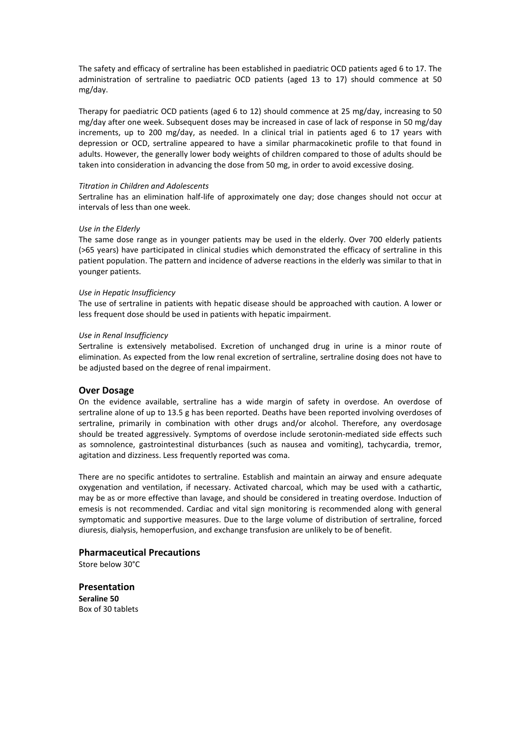The safety and efficacy of sertraline has been established in paediatric OCD patients aged 6 to 17. The administration of sertraline to paediatric OCD patients (aged 13 to 17) should commence at 50 mg/day.

Therapy for paediatric OCD patients (aged 6 to 12) should commence at 25 mg/day, increasing to 50 mg/day after one week. Subsequent doses may be increased in case of lack of response in 50 mg/day increments, up to 200 mg/day, as needed. In a clinical trial in patients aged 6 to 17 years with depression or OCD, sertraline appeared to have a similar pharmacokinetic profile to that found in adults. However, the generally lower body weights of children compared to those of adults should be taken into consideration in advancing the dose from 50 mg, in order to avoid excessive dosing.

*Titration in Children and Adolescents*

Sertraline has an elimination half-life of approximately one day; dose changes should not occur at intervals of less than one week.

*Use in the Elderly*

The same dose range as in younger patients may be used in the elderly. Over 700 elderly patients (>65 years) have participated in clinical studies which demonstrated the efficacy of sertraline in this patient population. The pattern and incidence of adverse reactions in the elderly was similar to that in younger patients.

*Use in Hepatic Insufficiency*

The use of sertraline in patients with hepatic disease should be approached with caution. A lower or less frequent dose should be used in patients with hepatic impairment.

*Use in Renal Insufficiency*

Sertraline is extensively metabolised. Excretion of unchanged drug in urine is a minor route of elimination. As expected from the low renal excretion of sertraline, sertraline dosing does not have to be adjusted based on the degree of renal impairment.

## Over Dosage

On the evidence available, sertraline has a wide margin of safety in overdose. An overdose of sertraline alone of up to 13.5 g has been reported. Deaths have been reported involving overdoses of sertraline, primarily in combination with other drugs and/or alcohol. Therefore, any overdosage should be treated aggressively. Symptoms of overdose include serotonin-mediated side effects such as somnolence, gastrointestinal disturbances (such as nausea and vomiting), tachycardia, tremor, agitation and dizziness. Less frequently reported was coma.

There are no specific antidotes to sertraline. Establish and maintain an airway and ensure adequate oxygenation and ventilation, if necessary. Activated charcoal, which may be used with a cathartic, may be as or more effective than lavage, and should be considered in treating overdose. Induction of emesis is not recommended. Cardiac and vital sign monitoring is recommended along with general symptomatic and supportive measures. Due to the large volume of distribution of sertraline, forced diuresis, dialysis, hemoperfusion, and exchange transfusion are unlikely to be of benefit.

## Pharmaceutical Precautions

Store below 30°C

## Presentation

**Seraline 50**

Box of 30 tablets